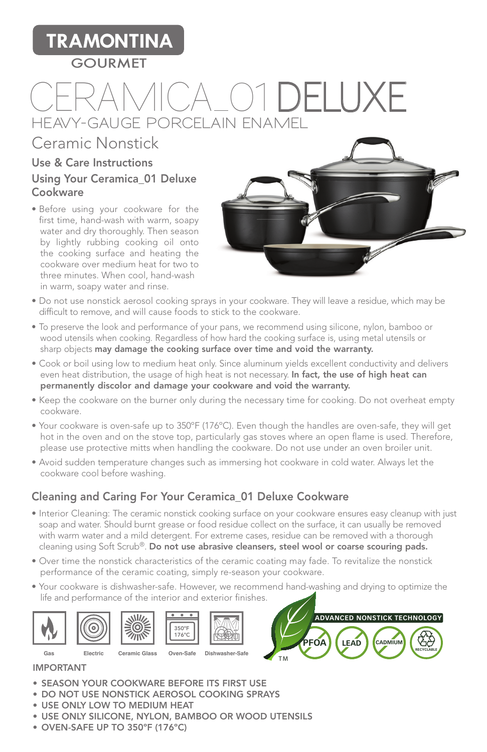TRAMONTINA

GOURMET

# CERAMICA_01 DELUXE

HEAVY-GAUGE PORCELAIN ENAMEL

## Ceramic Nonstick

### Use & Care Instructions

### Using Your Ceramica_01 Deluxe Cookware

- Before using your cookware for the first time, hand-wash with warm, soapy water and dry thoroughly. Then season by lightly rubbing cooking oil onto the cooking surface and heating the cookware over medium heat for two to three minutes. When cool, hand-wash in warm, soapy water and rinse.
- Do not use nonstick aerosol cooking sprays in your cookware. They will leave a residue, which may be difficult to remove, and will cause foods to stick to the cookware.
- To preserve the look and performance of your pans, we recommend using silicone, nylon, bamboo or wood utensils when cooking. Regardless of how hard the cooking surface is, using metal utensils or sharp objects **may damage the cooking surface over time and void the warranty.**
- Cook or boil using low to medium heat only. Since aluminum yields excellent conductivity and delivers even heat distribution, the usage of high heat is not necessary. **In fact, the use of high heat can permanently discolor and damage your cookware and void the warranty.**
- Keep the cookware on the burner only during the necessary time for cooking. Do not overheat empty cookware.
- Your cookware is oven-safe up to 350°F (176°C). Even though the handles are oven-safe, they will get hot in the oven and on the stove top, particularly gas stoves where an open flame is used. Therefore, please use protective mitts when handling the cookware. Do not use under an oven broiler unit.
- Avoid sudden temperature changes such as immersing hot cookware in cold water. Always let the cookware cool before washing.

### Cleaning and Caring For Your Ceramica_01 Deluxe Cookware

- Interior Cleaning: The ceramic nonstick cooking surface on your cookware ensures easy cleanup with just soap and water. Should burnt grease or food residue collect on the surface, it can usually be removed with warm water and a mild detergent. For extreme cases, residue can be removed with a thorough cleaning using Soft Scrub®. **Do not use abrasive cleansers, steel wool or coarse scouring pads.**
- Over time the nonstick characteristics of the ceramic coating may fade. To revitalize the nonstick performance of the ceramic coating, simply re-season your cookware.
- Your cookware is dishwasher-safe. However, we recommend hand-washing and drying to optimize the life and performance of the interior and exterior finishes.

Gas | Electric | Ceramic Glass | Oven-Safe (350°F 176°C) | Dishwasher-Safe

ADVANCED NONSTICK TECHNOLOGY™ — PFOA | LEAD | CADMIUM | RECYCLABLE

IMPORTANT

- SEASON YOUR COOKWARE BEFORE ITS FIRST USE
- DO NOT USE NONSTICK AEROSOL COOKING SPRAYS
- USE ONLY LOW TO MEDIUM HEAT
- USE ONLY SILICONE, NYLON, BAMBOO OR WOOD UTENSILS
- OVEN-SAFE UP TO 350°F (176°C)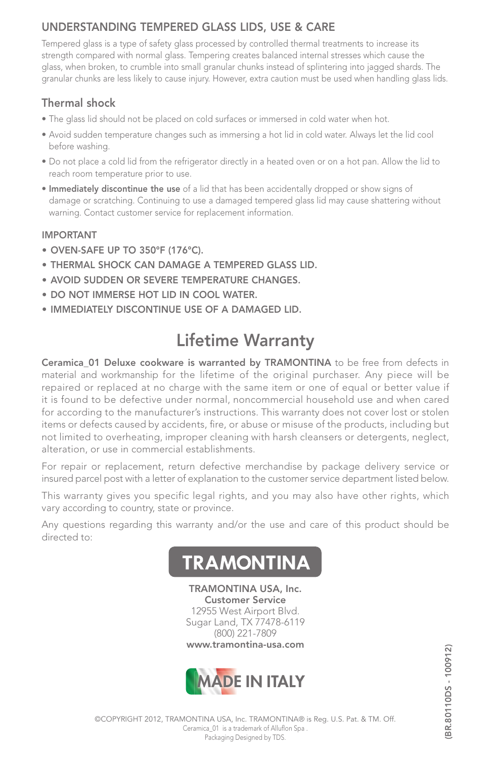## UNDERSTANDING TEMPERED GLASS LIDS, USE & CARE

Tempered glass is a type of safety glass processed by controlled thermal treatments to increase its strength compared with normal glass. Tempering creates balanced internal stresses which cause the glass, when broken, to crumble into small granular chunks instead of splintering into jagged shards. The granular chunks are less likely to cause injury. However, extra caution must be used when handling glass lids.

### Thermal shock

- The glass lid should not be placed on cold surfaces or immersed in cold water when hot.
- Avoid sudden temperature changes such as immersing a hot lid in cold water. Always let the lid cool before washing.
- Do not place a cold lid from the refrigerator directly in a heated oven or on a hot pan. Allow the lid to reach room temperature prior to use.
- **Immediately discontinue the use** of a lid that has been accidentally dropped or show signs of damage or scratching. Continuing to use a damaged tempered glass lid may cause shattering without warning. Contact customer service for replacement information.

IMPORTANT

- OVEN-SAFE UP TO 350°F (176°C).
- THERMAL SHOCK CAN DAMAGE A TEMPERED GLASS LID.
- AVOID SUDDEN OR SEVERE TEMPERATURE CHANGES.
- DO NOT IMMERSE HOT LID IN COOL WATER.
- IMMEDIATELY DISCONTINUE USE OF A DAMAGED LID.

# Lifetime Warranty

**Ceramica_01 Deluxe cookware is warranted by TRAMONTINA** to be free from defects in material and workmanship for the lifetime of the original purchaser. Any piece will be repaired or replaced at no charge with the same item or one of equal or better value if it is found to be defective under normal, noncommercial household use and when cared for according to the manufacturer's instructions. This warranty does not cover lost or stolen items or defects caused by accidents, fire, or abuse or misuse of the products, including but not limited to overheating, improper cleaning with harsh cleansers or detergents, neglect, alteration, or use in commercial establishments.

For repair or replacement, return defective merchandise by package delivery service or insured parcel post with a letter of explanation to the customer service department listed below.

This warranty gives you specific legal rights, and you may also have other rights, which vary according to country, state or province.

Any questions regarding this warranty and/or the use and care of this product should be directed to:

TRAMONTINA

**TRAMONTINA USA, Inc.**
**Customer Service**
12955 West Airport Blvd.
Sugar Land, TX 77478-6119
(800) 221-7809
**www.tramontina-usa.com**

MADE IN ITALY

(BR.80110DS - 100912)

©COPYRIGHT 2012, TRAMONTINA USA, Inc. TRAMONTINA® is Reg. U.S. Pat. & TM. Off.
Ceramica_01 is a trademark of Alluflon Spa .
Packaging Designed by TDS.